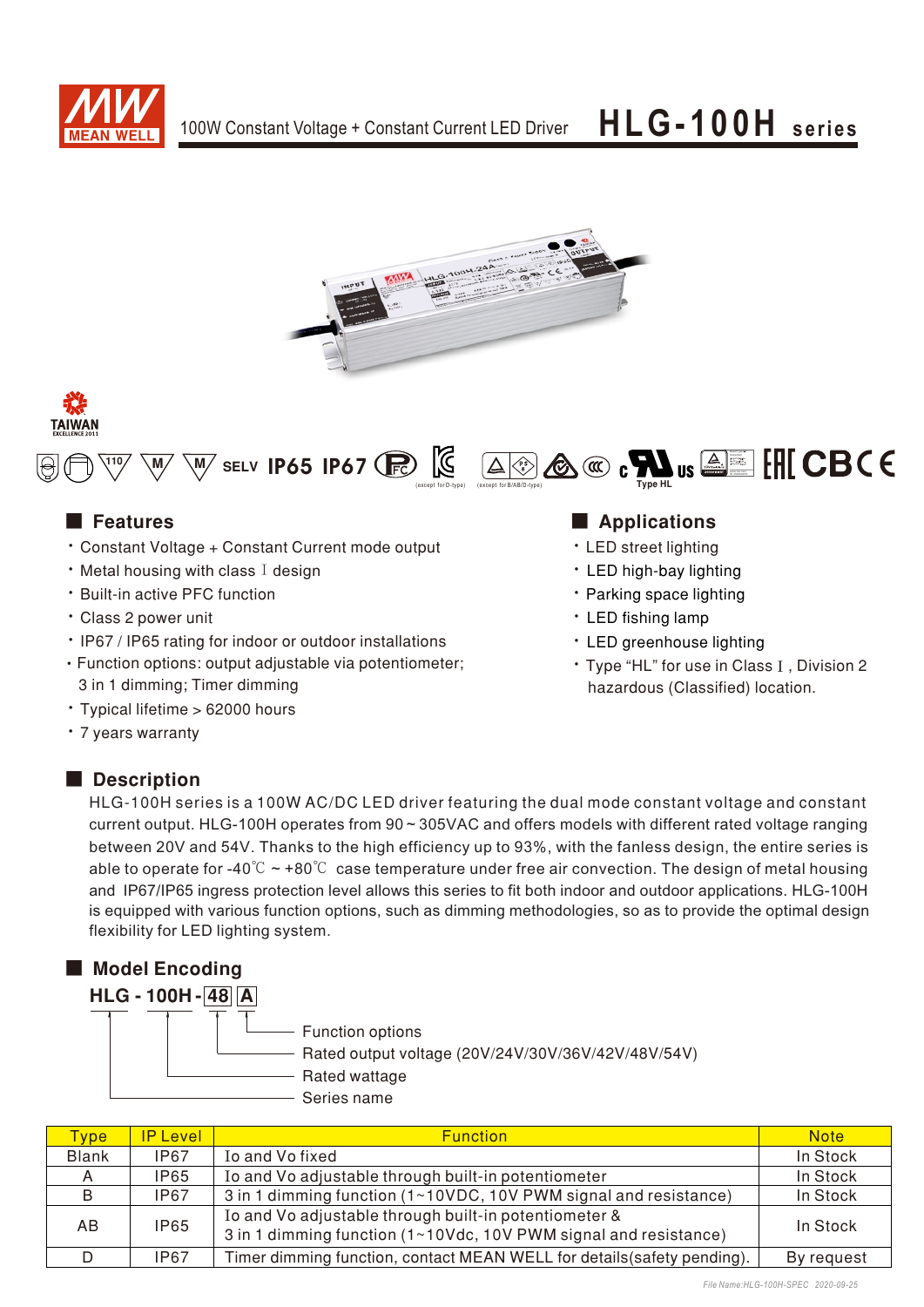# 100W Constant Voltage + Constant Current LED Driver — HLG-100H series

SELV IP65 IP67 (except for D-type) (except for B/AB/D-type) Type HL

## Features

- Constant Voltage + Constant Current mode output
- Metal housing with class Ⅰ design
- Built-in active PFC function
- Class 2 power unit
- IP67 / IP65 rating for indoor or outdoor installations
- Function options: output adjustable via potentiometer; 3 in 1 dimming; Timer dimming
- Typical lifetime > 62000 hours
- 7 years warranty

## Applications

- LED street lighting
- LED high-bay lighting
- Parking space lighting
- LED fishing lamp
- LED greenhouse lighting
- Type "HL" for use in Class Ⅰ, Division 2 hazardous (Classified) location.

## Description

HLG-100H series is a 100W AC/DC LED driver featuring the dual mode constant voltage and constant current output. HLG-100H operates from 90 ~ 305VAC and offers models with different rated voltage ranging between 20V and 54V. Thanks to the high efficiency up to 93%, with the fanless design, the entire series is able to operate for -40℃ ~ +80℃ case temperature under free air convection. The design of metal housing and IP67/IP65 ingress protection level allows this series to fit both indoor and outdoor applications. HLG-100H is equipped with various function options, such as dimming methodologies, so as to provide the optimal design flexibility for LED lighting system.

## Model Encoding

**HLG - 100H - 48 A**

- A: Function options
- 48: Rated output voltage (20V/24V/30V/36V/42V/48V/54V)
- 100H: Rated wattage
- HLG: Series name

| Type | IP Level | Function | Note |
|---|---|---|---|
| Blank | IP67 | Io and Vo fixed | In Stock |
| A | IP65 | Io and Vo adjustable through built-in potentiometer | In Stock |
| B | IP67 | 3 in 1 dimming function (1~10VDC, 10V PWM signal and resistance) | In Stock |
| AB | IP65 | Io and Vo adjustable through built-in potentiometer & 3 in 1 dimming function (1~10Vdc, 10V PWM signal and resistance) | In Stock |
| D | IP67 | Timer dimming function, contact MEAN WELL for details(safety pending). | By request |

File Name:HLG-100H-SPEC 2020-09-25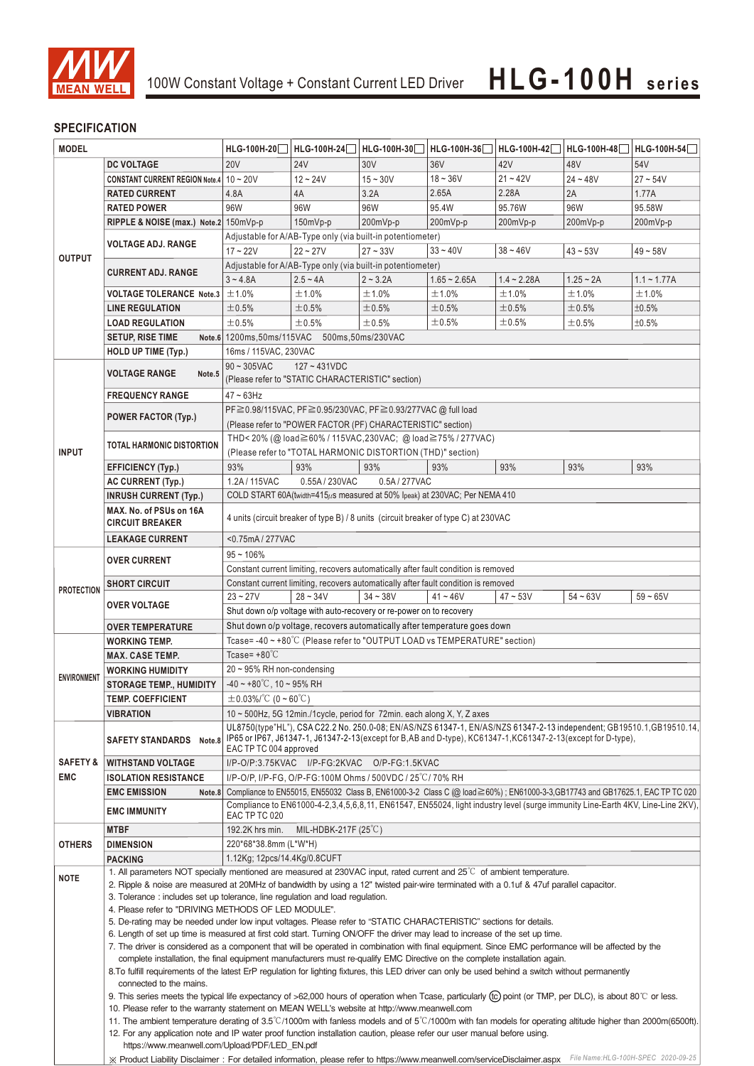# 100W Constant Voltage + Constant Current LED Driver HLG-100H series

## SPECIFICATION

| MODEL | | HLG-100H-20☐ | HLG-100H-24☐ | HLG-100H-30☐ | HLG-100H-36☐ | HLG-100H-42☐ | HLG-100H-48☐ | HLG-100H-54☐ |
|---|---|---|---|---|---|---|---|---|
| OUTPUT | DC VOLTAGE | 20V | 24V | 30V | 36V | 42V | 48V | 54V |
| | CONSTANT CURRENT REGION Note.4 | 10 ~ 20V | 12 ~ 24V | 15 ~ 30V | 18 ~ 36V | 21 ~ 42V | 24 ~ 48V | 27 ~ 54V |
| | RATED CURRENT | 4.8A | 4A | 3.2A | 2.65A | 2.28A | 2A | 1.77A |
| | RATED POWER | 96W | 96W | 96W | 95.4W | 95.76W | 96W | 95.58W |
| | RIPPLE & NOISE (max.) Note.2 | 150mVp-p | 150mVp-p | 200mVp-p | 200mVp-p | 200mVp-p | 200mVp-p | 200mVp-p |
| | VOLTAGE ADJ. RANGE | Adjustable for A/AB-Type only (via built-in potentiometer) | | | | | | |
| | | 17 ~ 22V | 22 ~ 27V | 27 ~ 33V | 33 ~ 40V | 38 ~ 46V | 43 ~ 53V | 49 ~ 58V |
| | CURRENT ADJ. RANGE | Adjustable for A/AB-Type only (via built-in potentiometer) | | | | | | |
| | | 3 ~ 4.8A | 2.5 ~ 4A | 2 ~ 3.2A | 1.65 ~ 2.65A | 1.4 ~ 2.28A | 1.25 ~ 2A | 1.1 ~ 1.77A |
| | VOLTAGE TOLERANCE Note.3 | ±1.0% | ±1.0% | ±1.0% | ±1.0% | ±1.0% | ±1.0% | ±1.0% |
| | LINE REGULATION | ±0.5% | ±0.5% | ±0.5% | ±0.5% | ±0.5% | ±0.5% | ±0.5% |
| | LOAD REGULATION | ±0.5% | ±0.5% | ±0.5% | ±0.5% | ±0.5% | ±0.5% | ±0.5% |
| | SETUP, RISE TIME Note.6 | 1200ms,50ms/115VAC 500ms,50ms/230VAC | | | | | | |
| | HOLD UP TIME (Typ.) | 16ms / 115VAC, 230VAC | | | | | | |
| INPUT | VOLTAGE RANGE Note.5 | 90 ~ 305VAC 127 ~ 431VDC (Please refer to "STATIC CHARACTERISTIC" section) | | | | | | |
| | FREQUENCY RANGE | 47 ~ 63Hz | | | | | | |
| | POWER FACTOR (Typ.) | PF≧0.98/115VAC, PF≧0.95/230VAC, PF≧0.93/277VAC @ full load (Please refer to "POWER FACTOR (PF) CHARACTERISTIC" section) | | | | | | |
| | TOTAL HARMONIC DISTORTION | THD< 20% (@ load≧60% / 115VAC,230VAC; @ load≧75% / 277VAC) (Please refer to "TOTAL HARMONIC DISTORTION (THD)" section) | | | | | | |
| | EFFICIENCY (Typ.) | 93% | 93% | 93% | 93% | 93% | 93% | 93% |
| | AC CURRENT (Typ.) | 1.2A / 115VAC 0.55A / 230VAC 0.5A / 277VAC | | | | | | |
| | INRUSH CURRENT (Typ.) | COLD START 60A(twidth=415μs measured at 50% Ipeak) at 230VAC; Per NEMA 410 | | | | | | |
| | MAX. No. of PSUs on 16A CIRCUIT BREAKER | 4 units (circuit breaker of type B) / 8 units (circuit breaker of type C) at 230VAC | | | | | | |
| | LEAKAGE CURRENT | <0.75mA / 277VAC | | | | | | |
| PROTECTION | OVER CURRENT | 95 ~ 106% Constant current limiting, recovers automatically after fault condition is removed | | | | | | |
| | SHORT CIRCUIT | Constant current limiting, recovers automatically after fault condition is removed | | | | | | |
| | OVER VOLTAGE | 23 ~ 27V | 28 ~ 34V | 34 ~ 38V | 41 ~ 46V | 47 ~ 53V | 54 ~ 63V | 59 ~ 65V |
| | | Shut down o/p voltage with auto-recovery or re-power on to recovery | | | | | | |
| | OVER TEMPERATURE | Shut down o/p voltage, recovers automatically after temperature goes down | | | | | | |
| ENVIRONMENT | WORKING TEMP. | Tcase= -40 ~ +80℃ (Please refer to "OUTPUT LOAD vs TEMPERATURE" section) | | | | | | |
| | MAX. CASE TEMP. | Tcase= +80℃ | | | | | | |
| | WORKING HUMIDITY | 20 ~ 95% RH non-condensing | | | | | | |
| | STORAGE TEMP., HUMIDITY | -40 ~ +80℃, 10 ~ 95% RH | | | | | | |
| | TEMP. COEFFICIENT | ±0.03%/℃ (0 ~ 60℃) | | | | | | |
| | VIBRATION | 10 ~ 500Hz, 5G 12min./1cycle, period for 72min. each along X, Y, Z axes | | | | | | |
| SAFETY & EMC | SAFETY STANDARDS Note.8 | UL8750(type"HL"), CSA C22.2 No. 250.0-08; EN/AS/NZS 61347-1, EN/AS/NZS 61347-2-13 independent; GB19510.1,GB19510.14, IP65 or IP67, J61347-1, J61347-2-13(except for B,AB and D-type), KC61347-1,KC61347-2-13(except for D-type), EAC TP TC 004 approved | | | | | | |
| | WITHSTAND VOLTAGE | I/P-O/P:3.75KVAC I/P-FG:2KVAC O/P-FG:1.5KVAC | | | | | | |
| | ISOLATION RESISTANCE | I/P-O/P, I/P-FG, O/P-FG:100M Ohms / 500VDC / 25℃/ 70% RH | | | | | | |
| | EMC EMISSION Note.8 | Compliance to EN55015, EN55032 Class B, EN61000-3-2 Class C (@ load≧60%) ; EN61000-3-3,GB17743 and GB17625.1, EAC TP TC 020 | | | | | | |
| | EMC IMMUNITY | Compliance to EN61000-4-2,3,4,5,6,8,11, EN61547, EN55024, light industry level (surge immunity Line-Earth 4KV, Line-Line 2KV), EAC TP TC 020 | | | | | | |
| OTHERS | MTBF | 192.2K hrs min. MIL-HDBK-217F (25℃) | | | | | | |
| | DIMENSION | 220*68*38.8mm (L*W*H) | | | | | | |
| | PACKING | 1.12Kg; 12pcs/14.4Kg/0.8CUFT | | | | | | |

**NOTE**

1. All parameters NOT specially mentioned are measured at 230VAC input, rated current and 25℃ of ambient temperature.
2. Ripple & noise are measured at 20MHz of bandwidth by using a 12" twisted pair-wire terminated with a 0.1uf & 47uf parallel capacitor.
3. Tolerance : includes set up tolerance, line regulation and load regulation.
4. Please refer to "DRIVING METHODS OF LED MODULE".
5. De-rating may be needed under low input voltages. Please refer to "STATIC CHARACTERISTIC" sections for details.
6. Length of set up time is measured at first cold start. Turning ON/OFF the driver may lead to increase of the set up time.
7. The driver is considered as a component that will be operated in combination with final equipment. Since EMC performance will be affected by the complete installation, the final equipment manufacturers must re-qualify EMC Directive on the complete installation again.
8. To fulfill requirements of the latest ErP regulation for lighting fixtures, this LED driver can only be used behind a switch without permanently connected to the mains.
9. This series meets the typical life expectancy of >62,000 hours of operation when Tcase, particularly (tc) point (or TMP, per DLC), is about 80℃ or less.
10. Please refer to the warranty statement on MEAN WELL's website at http://www.meanwell.com
11. The ambient temperature derating of 3.5℃/1000m with fanless models and of 5℃/1000m with fan models for operating altitude higher than 2000m(6500ft).
12. For any application note and IP water proof function installation caution, please refer our user manual before using. https://www.meanwell.com/Upload/PDF/LED_EN.pdf

※ Product Liability Disclaimer : For detailed information, please refer to https://www.meanwell.com/serviceDisclaimer.aspx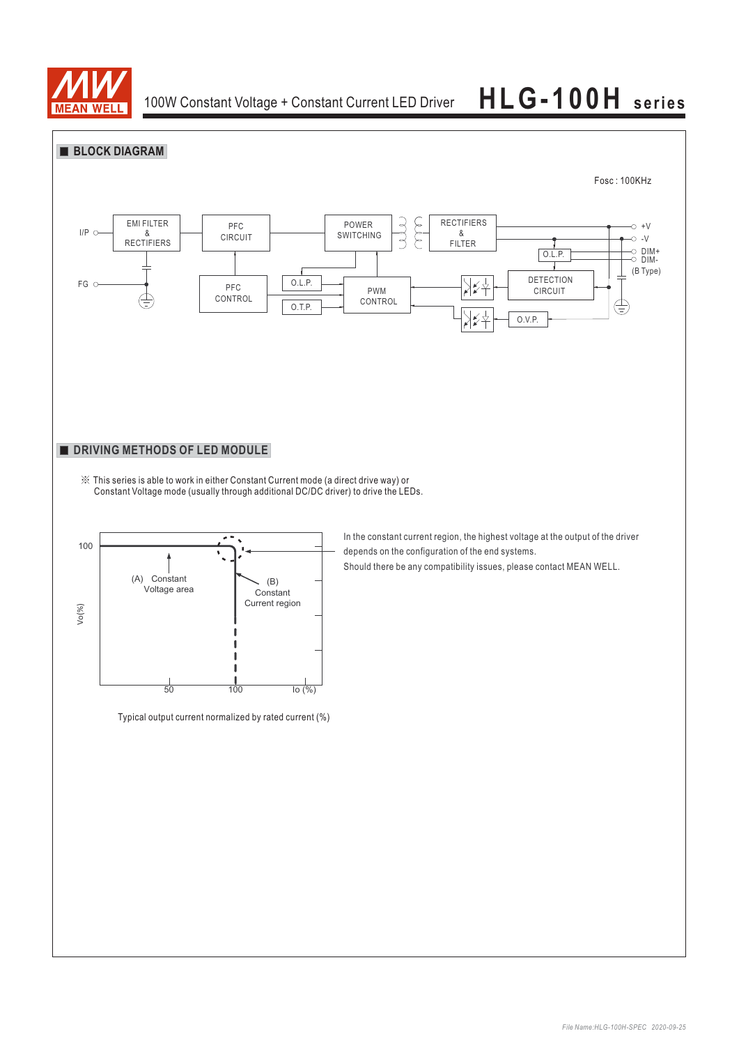## BLOCK DIAGRAM

Fosc : 100KHz

I/P, FG, EMI FILTER & RECTIFIERS, PFC CIRCUIT, POWER SWITCHING, RECTIFIERS & FILTER, +V, -V, O.L.P., DIM+, DIM-, (B Type), PFC CONTROL, O.L.P., O.T.P., PWM CONTROL, DETECTION CIRCUIT, O.V.P.

## DRIVING METHODS OF LED MODULE

※ This series is able to work in either Constant Current mode (a direct drive way) or Constant Voltage mode (usually through additional DC/DC driver) to drive the LEDs.

Vo(%), 100, (A) Constant Voltage area, (B) Constant Current region, 50, 100, Io (%)

Typical output current normalized by rated current (%)

In the constant current region, the highest voltage at the output of the driver depends on the configuration of the end systems.

Should there be any compatibility issues, please contact MEAN WELL.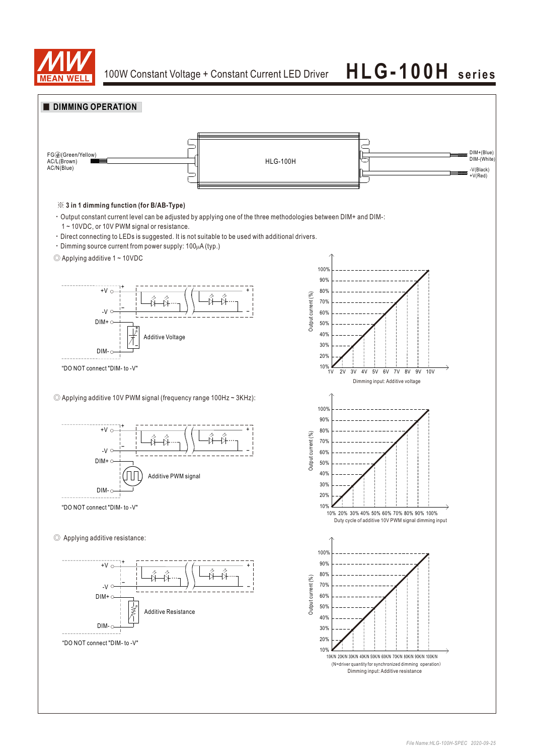## DIMMING OPERATION

FG⏚(Green/Yellow)
AC/L(Brown)
AC/N(Blue)

HLG-100H

DIM+(Blue)
DIM-(White)
-V(Black)
+V(Red)

※ **3 in 1 dimming function (for B/AB-Type)**

- Output constant current level can be adjusted by applying one of the three methodologies between DIM+ and DIM-: 1 ~ 10VDC, or 10V PWM signal or resistance.
- Direct connecting to LEDs is suggested. It is not suitable to be used with additional drivers.
- Dimming source current from power supply: 100μA (typ.)

◎ Applying additive 1 ~ 10VDC

+V, -V, DIM+, DIM-, Additive Voltage

"DO NOT connect "DIM- to -V""

Output current (%): 10%, 20%, 30%, 40%, 50%, 60%, 70%, 80%, 90%, 100%

1V 2V 3V 4V 5V 6V 7V 8V 9V 10V

Dimming input: Additive voltage

◎ Applying additive 10V PWM signal (frequency range 100Hz ~ 3KHz):

+V, -V, DIM+, DIM-, Additive PWM signal

"DO NOT connect "DIM- to -V""

Output current (%): 10%, 20%, 30%, 40%, 50%, 60%, 70%, 80%, 90%, 100%

10% 20% 30% 40% 50% 60% 70% 80% 90% 100%

Duty cycle of additive 10V PWM signal dimming input

◎ Applying additive resistance:

+V, -V, DIM+, DIM-, Additive Resistance

"DO NOT connect "DIM- to -V""

Output current (%): 10%, 20%, 30%, 40%, 50%, 60%, 70%, 80%, 90%, 100%

10K/N 20K/N 30K/N 40K/N 50K/N 60K/N 70K/N 80K/N 90K/N 100K/N

(N=driver quantity for synchronized dimming operation)

Dimming input: Additive resistance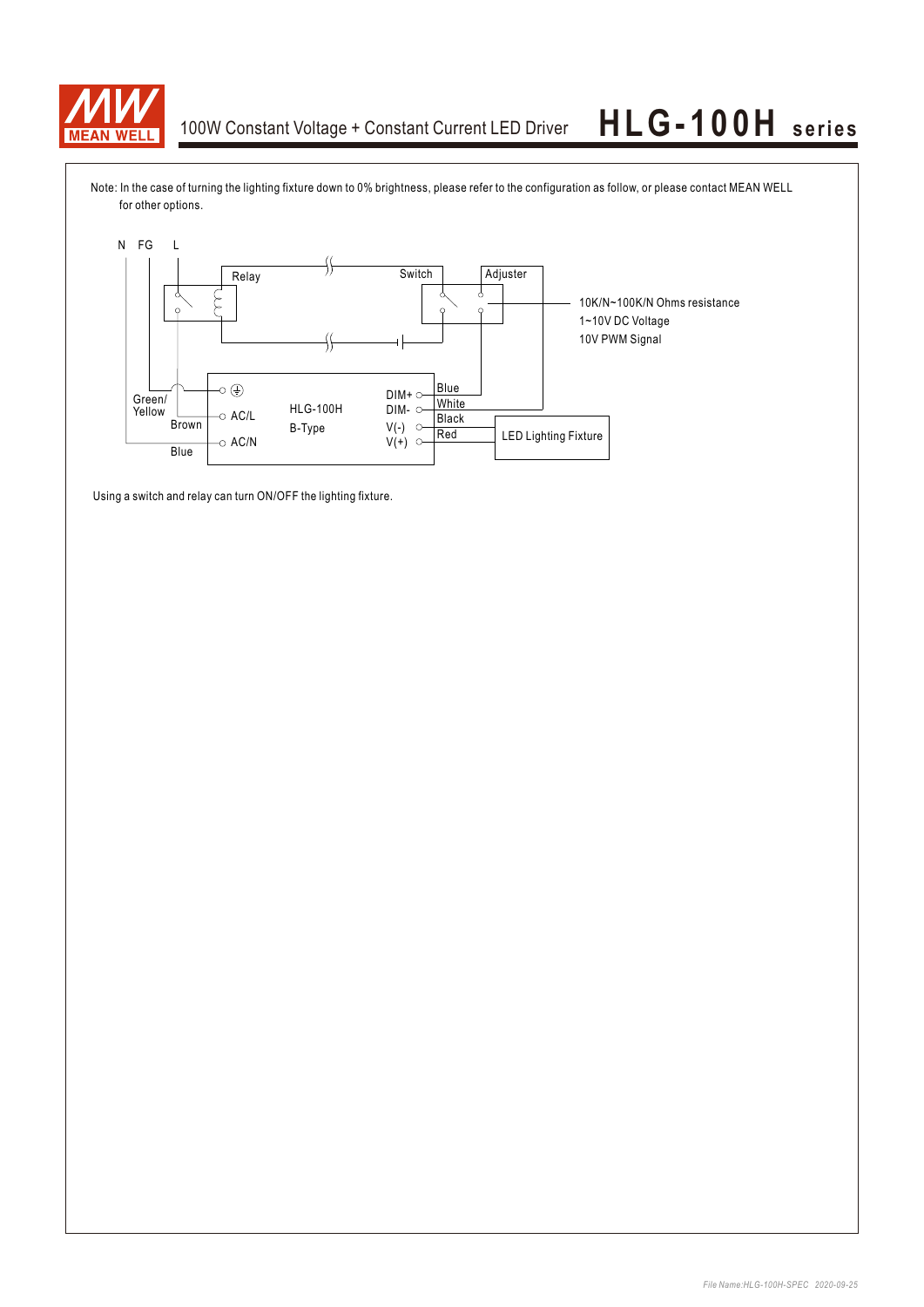Note: In the case of turning the lighting fixture down to 0% brightness, please refer to the configuration as follow, or please contact MEAN WELL for other options.

N FG L

Relay

Switch

Adjuster

10K/N~100K/N Ohms resistance
1~10V DC Voltage
10V PWM Signal

Green/ Yellow

Brown

Blue

AC/L

AC/N

HLG-100H
B-Type

DIM+
DIM-
V(-)
V(+)

Blue
White
Black
Red

LED Lighting Fixture

Using a switch and relay can turn ON/OFF the lighting fixture.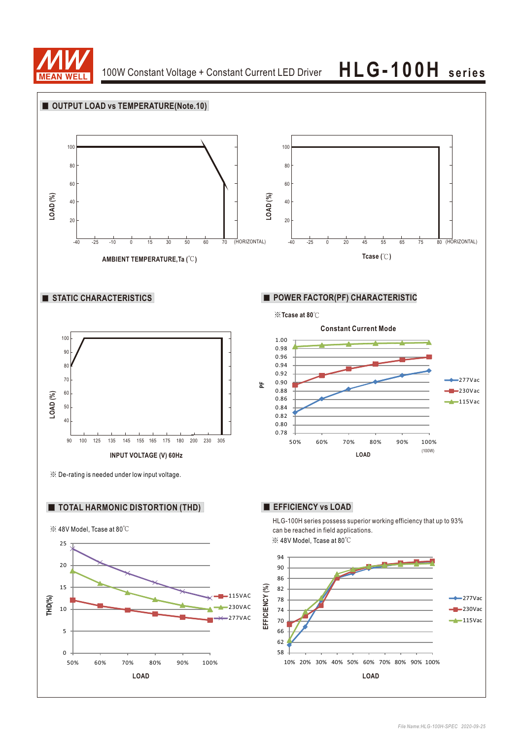100W Constant Voltage + Constant Current LED Driver **HLG-100H series**

## ■ OUTPUT LOAD vs TEMPERATURE(Note.10)

LOAD (%)

100, 80, 60, 40, 20

-40, -25, -10, 0, 15, 30, 50, 60, 70 (HORIZONTAL)

AMBIENT TEMPERATURE,Ta (℃)

LOAD (%)

100, 80, 60, 40, 20

-40, -25, 0, 20, 45, 55, 65, 75, 80 (HORIZONTAL)

Tcase (℃)

## ■ STATIC CHARACTERISTICS

LOAD (%)

100, 90, 80, 70, 60, 50, 40

90, 100, 125, 135, 145, 155, 165, 175, 180, 200, 230, 305

INPUT VOLTAGE (V) 60Hz

※ De-rating is needed under low input voltage.

## ■ POWER FACTOR(PF) CHARACTERISTIC

※Tcase at 80℃

Constant Current Mode

PF

1.00, 0.98, 0.96, 0.94, 0.92, 0.90, 0.88, 0.86, 0.84, 0.82, 0.80, 0.78

50%, 60%, 70%, 80%, 90%, 100% (100W)

LOAD

277Vac, 230Vac, 115Vac

## ■ TOTAL HARMONIC DISTORTION (THD)

※ 48V Model, Tcase at 80℃

THD(%)

25, 20, 15, 10, 5, 0

50%, 60%, 70%, 80%, 90%, 100%

LOAD

115VAC, 230VAC, 277VAC

## ■ EFFICIENCY vs LOAD

HLG-100H series possess superior working efficiency that up to 93% can be reached in field applications.

※ 48V Model, Tcase at 80℃

EFFICIENCY (%)

94, 90, 86, 82, 78, 74, 70, 66, 62, 58

10%, 20%, 30%, 40%, 50%, 60%, 70%, 80%, 90%, 100%

LOAD

277Vac, 230Vac, 115Vac

File Name:HLG-100H-SPEC 2020-09-25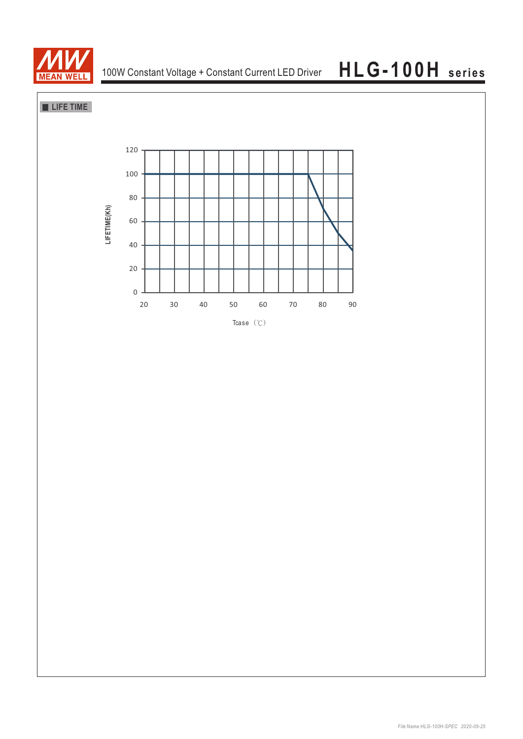## LIFE TIME

LIFETIME(Kh)

120
100
80
60
40
20
0

20 30 40 50 60 70 80 90

Tcase（℃）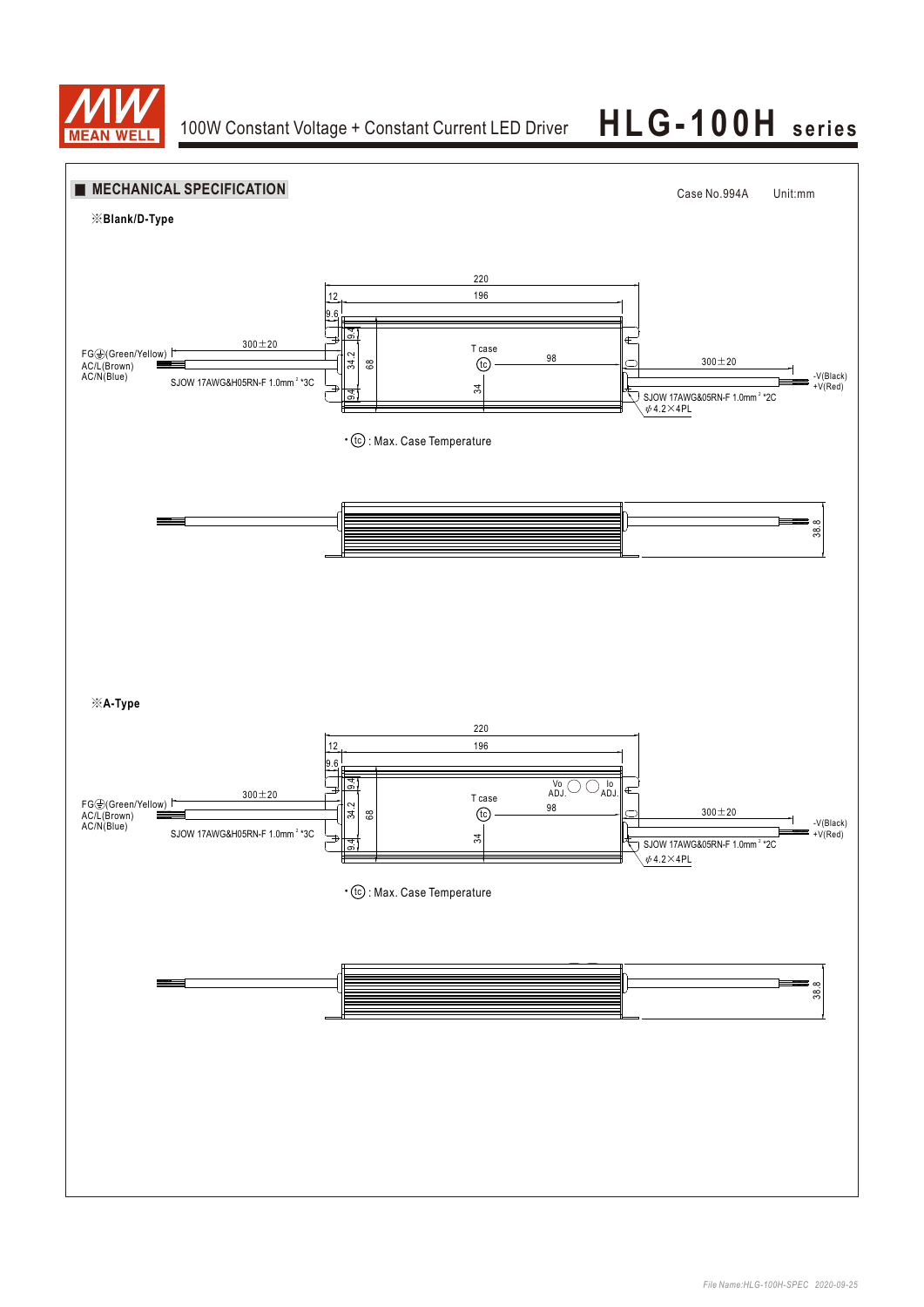## MECHANICAL SPECIFICATION

Case No.994A　　Unit:mm

※**Blank/D-Type**

220

12　　196

9.6

9.4

FG⏚(Green/Yellow)　300±20

AC/L(Brown)

AC/N(Blue)

34.2　68

T case

tc　98

300±20

-V(Black)

+V(Red)

SJOW 17AWG&H05RN-F 1.0mm² *3C

9.4　34

SJOW 17AWG&05RN-F 1.0mm² *2C

φ4.2×4PL

• tc : Max. Case Temperature

38.8

※**A-Type**

220

12　　196

9.6

9.4

Vo ADJ.　Io ADJ.

FG⏚(Green/Yellow)　300±20

AC/L(Brown)

AC/N(Blue)

34.2　68

T case

tc　98

300±20

-V(Black)

+V(Red)

SJOW 17AWG&H05RN-F 1.0mm² *3C

9.4　34

SJOW 17AWG&05RN-F 1.0mm² *2C

φ4.2×4PL

• tc : Max. Case Temperature

38.8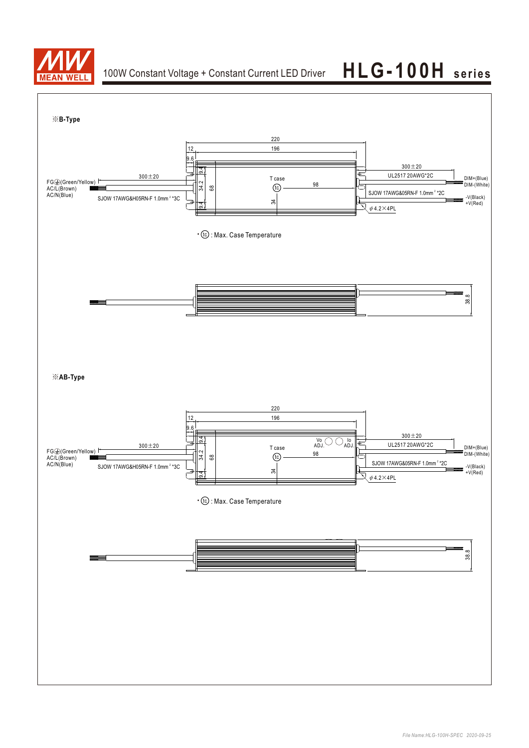※B-Type

220

12

196

9.6

300±20

FG⏚(Green/Yellow)
AC/L(Brown)
AC/N(Blue)

SJOW 17AWG&H05RN-F 1.0mm²*3C

9.4

34.2

68

9.4

T case

(tc)

98

34

300±20

UL2517 20AWG*2C

DIM+(Blue)
DIM-(White)

SJOW 17AWG&05RN-F 1.0mm²*2C

-V(Black)
+V(Red)

φ4.2×4PL

• (tc) : Max. Case Temperature

38.8

※AB-Type

220

12

196

9.6

300±20

FG⏚(Green/Yellow)
AC/L(Brown)
AC/N(Blue)

SJOW 17AWG&H05RN-F 1.0mm²*3C

9.4

34.2

68

9.4

T case

(tc)

Vo ADJ.

Io ADJ.

98

34

300±20

UL2517 20AWG*2C

DIM+(Blue)
DIM-(White)

SJOW 17AWG&05RN-F 1.0mm²*2C

-V(Black)
+V(Red)

φ4.2×4PL

• (tc) : Max. Case Temperature

38.8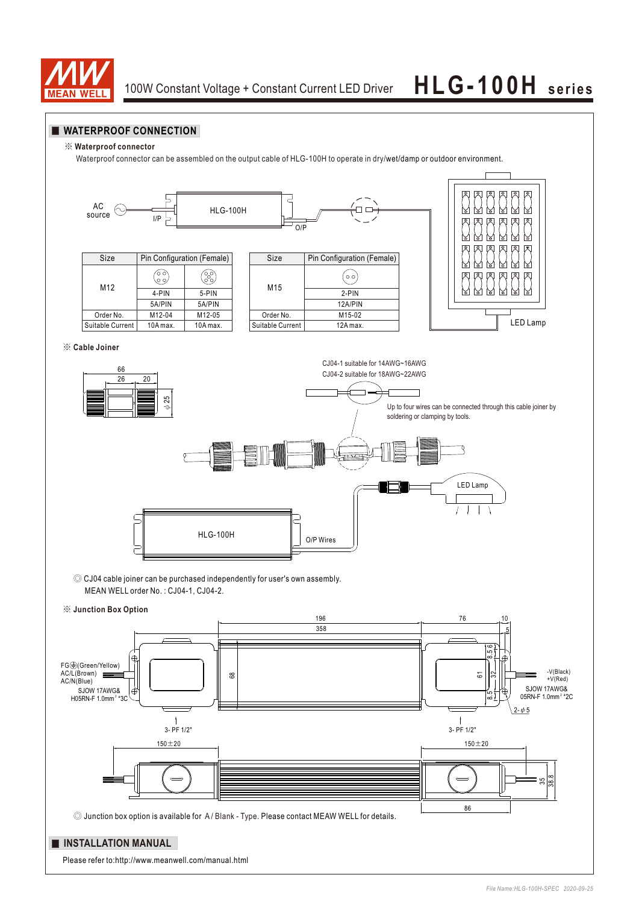## WATERPROOF CONNECTION

※ **Waterproof connector**

Waterproof connector can be assembled on the output cable of HLG-100H to operate in dry/wet/damp or outdoor environment.

AC source

I/P

HLG-100H

O/P

LED Lamp

| Size | Pin Configuration (Female) | |
|---|---|---|
| M12 | 4-PIN | 5-PIN |
| | 5A/PIN | 5A/PIN |
| Order No. | M12-04 | M12-05 |
| Suitable Current | 10A max. | 10A max. |

| Size | Pin Configuration (Female) |
|---|---|
| M15 | 2-PIN |
| | 12A/PIN |
| Order No. | M15-02 |
| Suitable Current | 12A max. |

※ **Cable Joiner**

66

26

20

ϕ25

CJ04-1 suitable for 14AWG~16AWG

CJ04-2 suitable for 18AWG~22AWG

Up to four wires can be connected through this cable joiner by soldering or clamping by tools.

LED Lamp

HLG-100H

O/P Wires

◎ CJ04 cable joiner can be purchased independently for user's own assembly.
MEAN WELL order No. : CJ04-1, CJ04-2.

※ **Junction Box Option**

196

358

76

10

5

8.5

6

68

61

32

8.5

5

FG⏚(Green/Yellow)

AC/L(Brown)

AC/N(Blue)

SJOW 17AWG&

H05RN-F 1.0mm² *3C

-V(Black)

+V(Red)

SJOW 17AWG&

05RN-F 1.0mm² *2C

2-ϕ5

3- PF 1/2"

3- PF 1/2"

150±20

150±20

35

38.8

86

◎ Junction box option is available for A / Blank - Type. Please contact MEAW WELL for details.

## INSTALLATION MANUAL

Please refer to:http://www.meanwell.com/manual.html